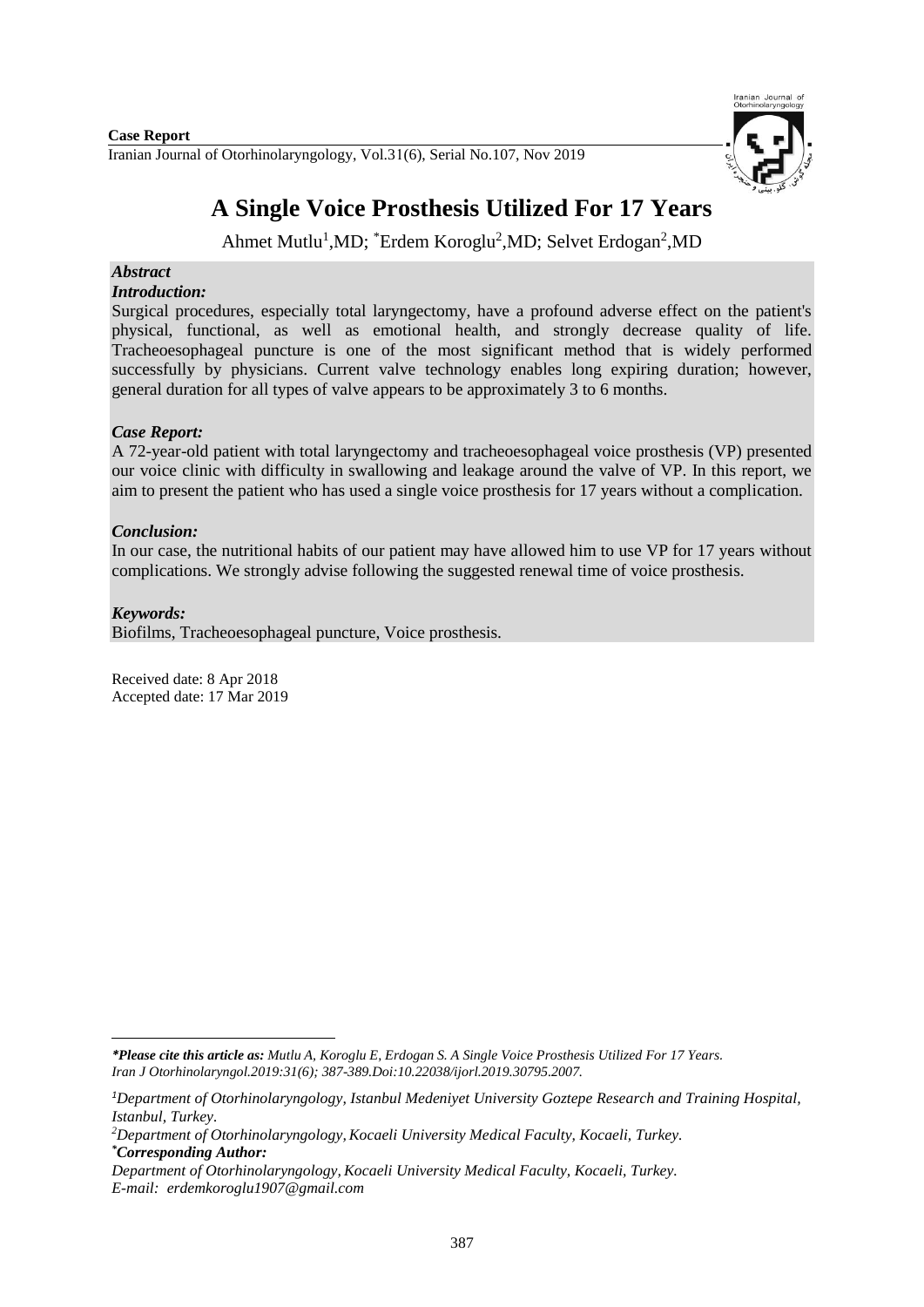**Case Report**

# A Single Voice Prosthesis Utilized For 17 Years

Ahmet Mutlu[1],MD; [*]Erdem Koroglu[2],MD; Selvet Erdogan[2],MD

***Abstract***

***Introduction:***

Surgical procedures, especially total laryngectomy, have a profound adverse effect on the patient's physical, functional, as well as emotional health, and strongly decrease quality of life. Tracheoesophageal puncture is one of the most significant method that is widely performed successfully by physicians. Current valve technology enables long expiring duration; however, general duration for all types of valve appears to be approximately 3 to 6 months.

***Case Report:***

A 72-year-old patient with total laryngectomy and tracheoesophageal voice prosthesis (VP) presented our voice clinic with difficulty in swallowing and leakage around the valve of VP. In this report, we aim to present the patient who has used a single voice prosthesis for 17 years without a complication.

***Conclusion:***

In our case, the nutritional habits of our patient may have allowed him to use VP for 17 years without complications. We strongly advise following the suggested renewal time of voice prosthesis.

***Keywords:***

Biofilms, Tracheoesophageal puncture, Voice prosthesis.

Received date: 8 Apr 2018
Accepted date: 17 Mar 2019

---

***\*Please cite this article as:*** *Mutlu A, Koroglu E, Erdogan S. A Single Voice Prosthesis Utilized For 17 Years. Iran J Otorhinolaryngol.2019:31(6); 387-389.Doi:10.22038/ijorl.2019.30795.2007.*

[1]*Department of Otorhinolaryngology, Istanbul Medeniyet University Goztepe Research and Training Hospital, Istanbul, Turkey.*

[2]*Department of Otorhinolaryngology, Kocaeli University Medical Faculty, Kocaeli, Turkey.*

[*]***Corresponding Author:***

*Department of Otorhinolaryngology, Kocaeli University Medical Faculty, Kocaeli, Turkey.*
*E-mail: erdemkoroglu1907@gmail.com*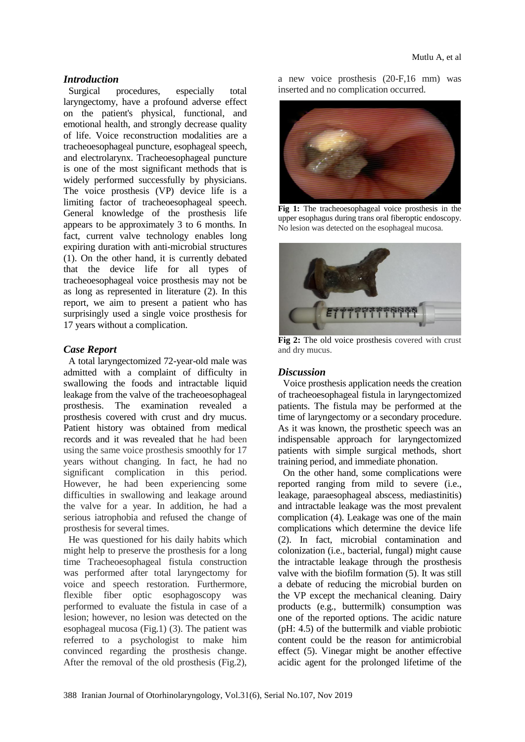## *Introduction*

Surgical procedures, especially total laryngectomy, have a profound adverse effect on the patient's physical, functional, and emotional health, and strongly decrease quality of life. Voice reconstruction modalities are a tracheoesophageal puncture, esophageal speech, and electrolarynx. Tracheoesophageal puncture is one of the most significant methods that is widely performed successfully by physicians. The voice prosthesis (VP) device life is a limiting factor of tracheoesophageal speech. General knowledge of the prosthesis life appears to be approximately 3 to 6 months. In fact, current valve technology enables long expiring duration with anti-microbial structures (1). On the other hand, it is currently debated that the device life for all types of tracheoesophageal voice prosthesis may not be as long as represented in literature (2). In this report, we aim to present a patient who has surprisingly used a single voice prosthesis for 17 years without a complication.

## *Case Report*

A total laryngectomized 72-year-old male was admitted with a complaint of difficulty in swallowing the foods and intractable liquid leakage from the valve of the tracheoesophageal prosthesis. The examination revealed a prosthesis covered with crust and dry mucus. Patient history was obtained from medical records and it was revealed that he had been using the same voice prosthesis smoothly for 17 years without changing. In fact, he had no significant complication in this period. However, he had been experiencing some difficulties in swallowing and leakage around the valve for a year. In addition, he had a serious iatrophobia and refused the change of prosthesis for several times.

He was questioned for his daily habits which might help to preserve the prosthesis for a long time Tracheoesophageal fistula construction was performed after total laryngectomy for voice and speech restoration. Furthermore, flexible fiber optic esophagoscopy was performed to evaluate the fistula in case of a lesion; however, no lesion was detected on the esophageal mucosa (Fig.1) (3). The patient was referred to a psychologist to make him convinced regarding the prosthesis change. After the removal of the old prosthesis (Fig.2), a new voice prosthesis (20-F,16 mm) was inserted and no complication occurred.

**Fig 1:** The tracheoesophageal voice prosthesis in the upper esophagus during trans oral fiberoptic endoscopy. No lesion was detected on the esophageal mucosa.

**Fig 2:** The old voice prosthesis covered with crust and dry mucus.

## *Discussion*

Voice prosthesis application needs the creation of tracheoesophageal fistula in laryngectomized patients. The fistula may be performed at the time of laryngectomy or a secondary procedure. As it was known, the prosthetic speech was an indispensable approach for laryngectomized patients with simple surgical methods, short training period, and immediate phonation.

On the other hand, some complications were reported ranging from mild to severe (i.e., leakage, paraesophageal abscess, mediastinitis) and intractable leakage was the most prevalent complication (4). Leakage was one of the main complications which determine the device life (2). In fact, microbial contamination and colonization (i.e., bacterial, fungal) might cause the intractable leakage through the prosthesis valve with the biofilm formation (5). It was still a debate of reducing the microbial burden on the VP except the mechanical cleaning. Dairy products (e.g., buttermilk) consumption was one of the reported options. The acidic nature (pH: 4.5) of the buttermilk and viable probiotic content could be the reason for antimicrobial effect (5). Vinegar might be another effective acidic agent for the prolonged lifetime of the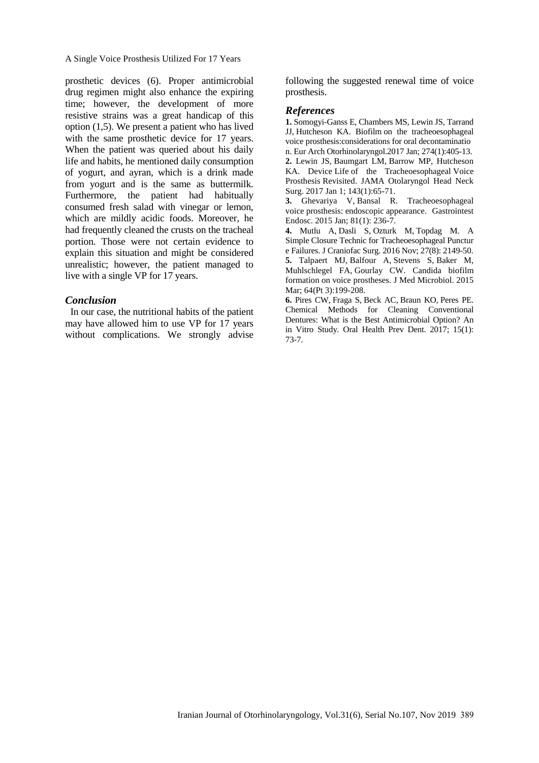prosthetic devices (6). Proper antimicrobial drug regimen might also enhance the expiring time; however, the development of more resistive strains was a great handicap of this option (1,5). We present a patient who has lived with the same prosthetic device for 17 years. When the patient was queried about his daily life and habits, he mentioned daily consumption of yogurt, and ayran, which is a drink made from yogurt and is the same as buttermilk. Furthermore, the patient had habitually consumed fresh salad with vinegar or lemon, which are mildly acidic foods. Moreover, he had frequently cleaned the crusts on the tracheal portion. Those were not certain evidence to explain this situation and might be considered unrealistic; however, the patient managed to live with a single VP for 17 years.

## *Conclusion*

In our case, the nutritional habits of the patient may have allowed him to use VP for 17 years without complications. We strongly advise following the suggested renewal time of voice prosthesis.

## *References*

**1.** Somogyi-Ganss E, Chambers MS, Lewin JS, Tarrand JJ, Hutcheson KA. Biofilm on the tracheoesophageal voice prosthesis:considerations for oral decontamination. Eur Arch Otorhinolaryngol.2017 Jan; 274(1):405-13.

**2.** Lewin JS, Baumgart LM, Barrow MP, Hutcheson KA. Device Life of the Tracheoesophageal Voice Prosthesis Revisited. JAMA Otolaryngol Head Neck Surg. 2017 Jan 1; 143(1):65-71.

**3.** Ghevariya V, Bansal R. Tracheoesophageal voice prosthesis: endoscopic appearance. Gastrointest Endosc. 2015 Jan; 81(1): 236-7.

**4.** Mutlu A, Dasli S, Ozturk M, Topdag M. A Simple Closure Technic for Tracheoesophageal Puncture Failures. J Craniofac Surg. 2016 Nov; 27(8): 2149-50.

**5.** Talpaert MJ, Balfour A, Stevens S, Baker M, Muhlschlegel FA, Gourlay CW. Candida biofilm formation on voice prostheses. J Med Microbiol. 2015 Mar; 64(Pt 3):199-208.

**6.** Pires CW, Fraga S, Beck AC, Braun KO, Peres PE. Chemical Methods for Cleaning Conventional Dentures: What is the Best Antimicrobial Option? An in Vitro Study. Oral Health Prev Dent. 2017; 15(1): 73-7.